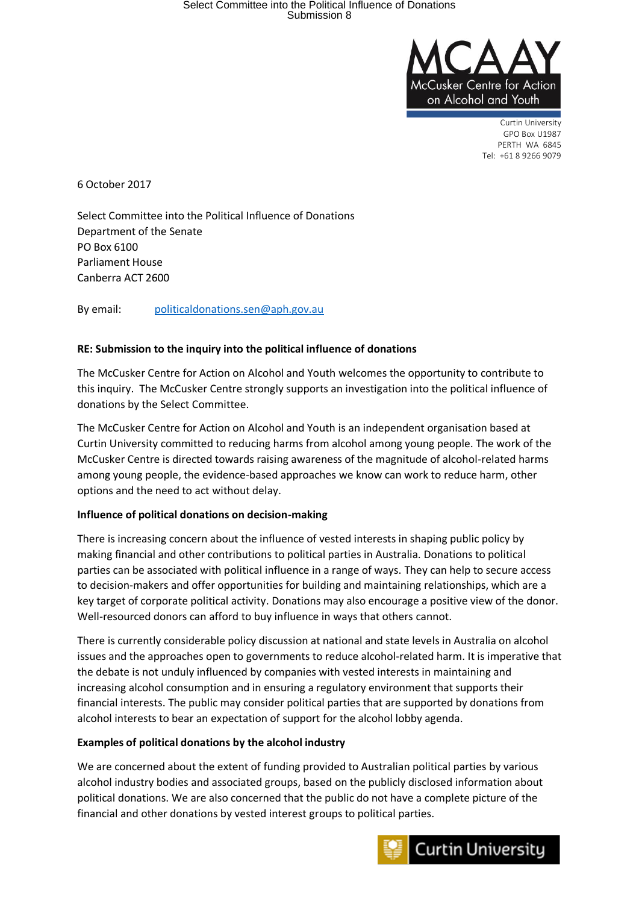**MCAAY**
McCusker Centre for Action on Alcohol and Youth

Curtin University
GPO Box U1987
PERTH WA 6845
Tel: +61 8 9266 9079

6 October 2017

Select Committee into the Political Influence of Donations
Department of the Senate
PO Box 6100
Parliament House
Canberra ACT 2600

By email: politicaldonations.sen@aph.gov.au

**RE: Submission to the inquiry into the political influence of donations**

The McCusker Centre for Action on Alcohol and Youth welcomes the opportunity to contribute to this inquiry. The McCusker Centre strongly supports an investigation into the political influence of donations by the Select Committee.

The McCusker Centre for Action on Alcohol and Youth is an independent organisation based at Curtin University committed to reducing harms from alcohol among young people. The work of the McCusker Centre is directed towards raising awareness of the magnitude of alcohol-related harms among young people, the evidence-based approaches we know can work to reduce harm, other options and the need to act without delay.

**Influence of political donations on decision-making**

There is increasing concern about the influence of vested interests in shaping public policy by making financial and other contributions to political parties in Australia. Donations to political parties can be associated with political influence in a range of ways. They can help to secure access to decision-makers and offer opportunities for building and maintaining relationships, which are a key target of corporate political activity. Donations may also encourage a positive view of the donor. Well-resourced donors can afford to buy influence in ways that others cannot.

There is currently considerable policy discussion at national and state levels in Australia on alcohol issues and the approaches open to governments to reduce alcohol-related harm. It is imperative that the debate is not unduly influenced by companies with vested interests in maintaining and increasing alcohol consumption and in ensuring a regulatory environment that supports their financial interests. The public may consider political parties that are supported by donations from alcohol interests to bear an expectation of support for the alcohol lobby agenda.

**Examples of political donations by the alcohol industry**

We are concerned about the extent of funding provided to Australian political parties by various alcohol industry bodies and associated groups, based on the publicly disclosed information about political donations. We are also concerned that the public do not have a complete picture of the financial and other donations by vested interest groups to political parties.

Curtin University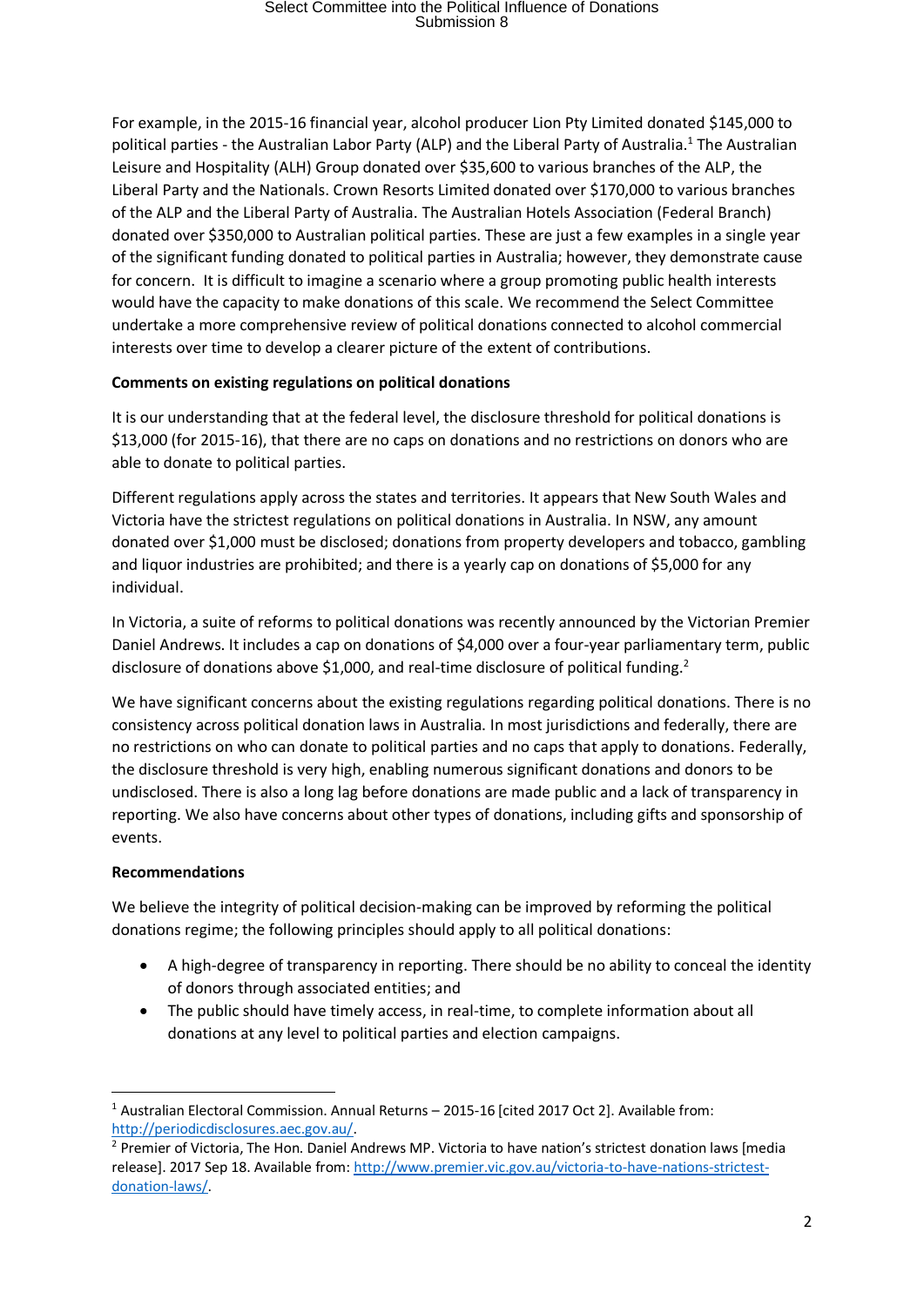For example, in the 2015-16 financial year, alcohol producer Lion Pty Limited donated $145,000 to political parties - the Australian Labor Party (ALP) and the Liberal Party of Australia.[1] The Australian Leisure and Hospitality (ALH) Group donated over $35,600 to various branches of the ALP, the Liberal Party and the Nationals. Crown Resorts Limited donated over $170,000 to various branches of the ALP and the Liberal Party of Australia. The Australian Hotels Association (Federal Branch) donated over $350,000 to Australian political parties. These are just a few examples in a single year of the significant funding donated to political parties in Australia; however, they demonstrate cause for concern. It is difficult to imagine a scenario where a group promoting public health interests would have the capacity to make donations of this scale. We recommend the Select Committee undertake a more comprehensive review of political donations connected to alcohol commercial interests over time to develop a clearer picture of the extent of contributions.

**Comments on existing regulations on political donations**

It is our understanding that at the federal level, the disclosure threshold for political donations is $13,000 (for 2015-16), that there are no caps on donations and no restrictions on donors who are able to donate to political parties.

Different regulations apply across the states and territories. It appears that New South Wales and Victoria have the strictest regulations on political donations in Australia. In NSW, any amount donated over $1,000 must be disclosed; donations from property developers and tobacco, gambling and liquor industries are prohibited; and there is a yearly cap on donations of $5,000 for any individual.

In Victoria, a suite of reforms to political donations was recently announced by the Victorian Premier Daniel Andrews. It includes a cap on donations of $4,000 over a four-year parliamentary term, public disclosure of donations above $1,000, and real-time disclosure of political funding.[2]

We have significant concerns about the existing regulations regarding political donations. There is no consistency across political donation laws in Australia. In most jurisdictions and federally, there are no restrictions on who can donate to political parties and no caps that apply to donations. Federally, the disclosure threshold is very high, enabling numerous significant donations and donors to be undisclosed. There is also a long lag before donations are made public and a lack of transparency in reporting. We also have concerns about other types of donations, including gifts and sponsorship of events.

**Recommendations**

We believe the integrity of political decision-making can be improved by reforming the political donations regime; the following principles should apply to all political donations:

- A high-degree of transparency in reporting. There should be no ability to conceal the identity of donors through associated entities; and
- The public should have timely access, in real-time, to complete information about all donations at any level to political parties and election campaigns.

---

[1] Australian Electoral Commission. Annual Returns – 2015-16 [cited 2017 Oct 2]. Available from: http://periodicdisclosures.aec.gov.au/.

[2] Premier of Victoria, The Hon. Daniel Andrews MP. Victoria to have nation's strictest donation laws [media release]. 2017 Sep 18. Available from: http://www.premier.vic.gov.au/victoria-to-have-nations-strictest-donation-laws/.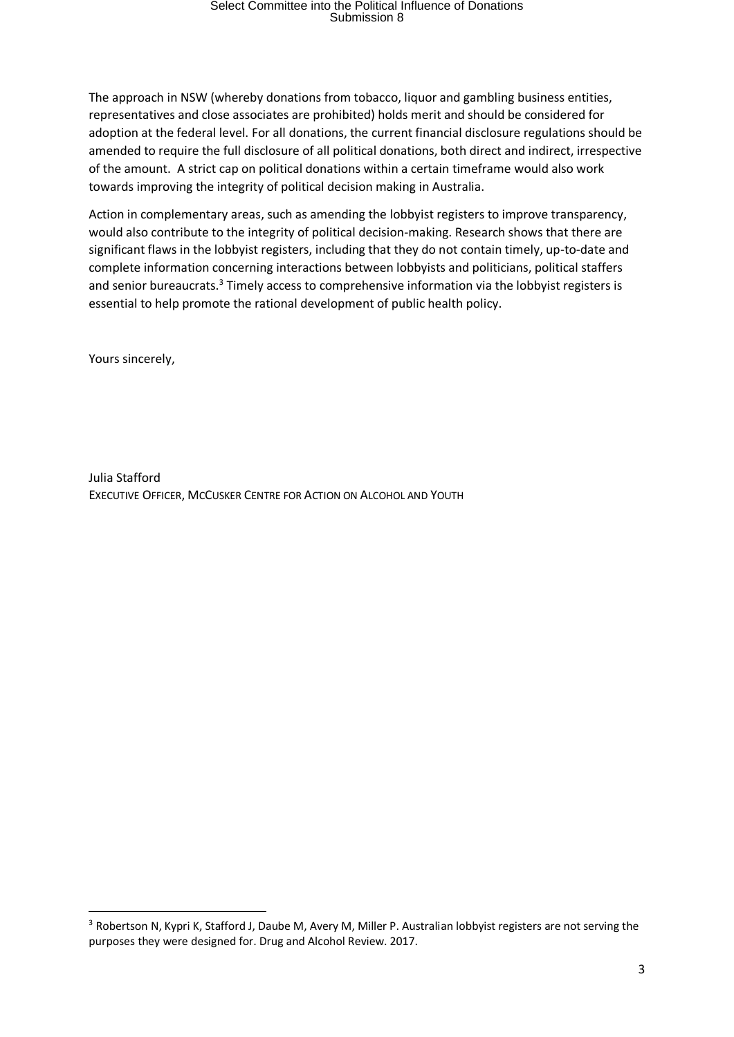The approach in NSW (whereby donations from tobacco, liquor and gambling business entities, representatives and close associates are prohibited) holds merit and should be considered for adoption at the federal level. For all donations, the current financial disclosure regulations should be amended to require the full disclosure of all political donations, both direct and indirect, irrespective of the amount. A strict cap on political donations within a certain timeframe would also work towards improving the integrity of political decision making in Australia.

Action in complementary areas, such as amending the lobbyist registers to improve transparency, would also contribute to the integrity of political decision-making. Research shows that there are significant flaws in the lobbyist registers, including that they do not contain timely, up-to-date and complete information concerning interactions between lobbyists and politicians, political staffers and senior bureaucrats.[3] Timely access to comprehensive information via the lobbyist registers is essential to help promote the rational development of public health policy.

Yours sincerely,

Julia Stafford
EXECUTIVE OFFICER, MCCUSKER CENTRE FOR ACTION ON ALCOHOL AND YOUTH

[3] Robertson N, Kypri K, Stafford J, Daube M, Avery M, Miller P. Australian lobbyist registers are not serving the purposes they were designed for. Drug and Alcohol Review. 2017.